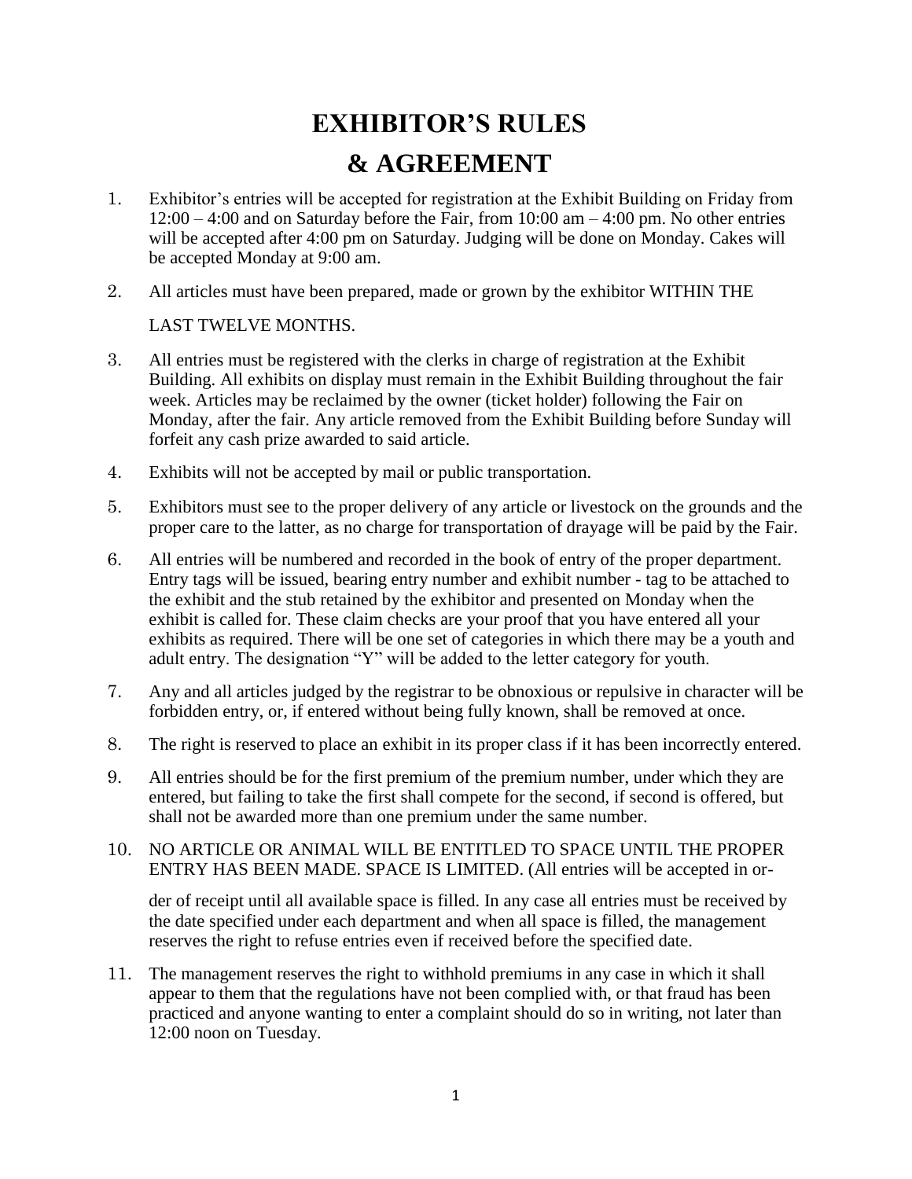# EXHIBITOR'S RULES & AGREEMENT

1. Exhibitor's entries will be accepted for registration at the Exhibit Building on Friday from 12:00 – 4:00 and on Saturday before the Fair, from 10:00 am – 4:00 pm. No other entries will be accepted after 4:00 pm on Saturday. Judging will be done on Monday. Cakes will be accepted Monday at 9:00 am.

2. All articles must have been prepared, made or grown by the exhibitor WITHIN THE LAST TWELVE MONTHS.

3. All entries must be registered with the clerks in charge of registration at the Exhibit Building. All exhibits on display must remain in the Exhibit Building throughout the fair week. Articles may be reclaimed by the owner (ticket holder) following the Fair on Monday, after the fair. Any article removed from the Exhibit Building before Sunday will forfeit any cash prize awarded to said article.

4. Exhibits will not be accepted by mail or public transportation.

5. Exhibitors must see to the proper delivery of any article or livestock on the grounds and the proper care to the latter, as no charge for transportation of drayage will be paid by the Fair.

6. All entries will be numbered and recorded in the book of entry of the proper department. Entry tags will be issued, bearing entry number and exhibit number - tag to be attached to the exhibit and the stub retained by the exhibitor and presented on Monday when the exhibit is called for. These claim checks are your proof that you have entered all your exhibits as required. There will be one set of categories in which there may be a youth and adult entry. The designation "Y" will be added to the letter category for youth.

7. Any and all articles judged by the registrar to be obnoxious or repulsive in character will be forbidden entry, or, if entered without being fully known, shall be removed at once.

8. The right is reserved to place an exhibit in its proper class if it has been incorrectly entered.

9. All entries should be for the first premium of the premium number, under which they are entered, but failing to take the first shall compete for the second, if second is offered, but shall not be awarded more than one premium under the same number.

10. NO ARTICLE OR ANIMAL WILL BE ENTITLED TO SPACE UNTIL THE PROPER ENTRY HAS BEEN MADE. SPACE IS LIMITED. (All entries will be accepted in order of receipt until all available space is filled. In any case all entries must be received by the date specified under each department and when all space is filled, the management reserves the right to refuse entries even if received before the specified date.

11. The management reserves the right to withhold premiums in any case in which it shall appear to them that the regulations have not been complied with, or that fraud has been practiced and anyone wanting to enter a complaint should do so in writing, not later than 12:00 noon on Tuesday.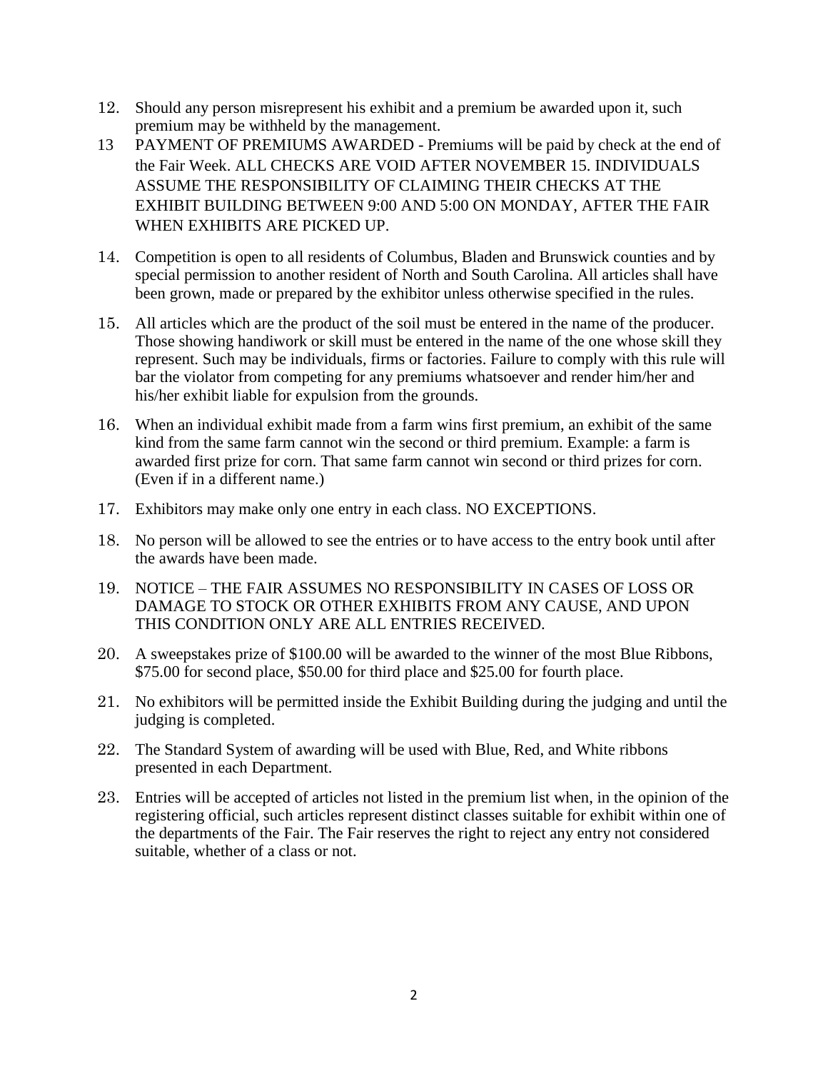12. Should any person misrepresent his exhibit and a premium be awarded upon it, such premium may be withheld by the management.
13 PAYMENT OF PREMIUMS AWARDED - Premiums will be paid by check at the end of the Fair Week. ALL CHECKS ARE VOID AFTER NOVEMBER 15. INDIVIDUALS ASSUME THE RESPONSIBILITY OF CLAIMING THEIR CHECKS AT THE EXHIBIT BUILDING BETWEEN 9:00 AND 5:00 ON MONDAY, AFTER THE FAIR WHEN EXHIBITS ARE PICKED UP.
14. Competition is open to all residents of Columbus, Bladen and Brunswick counties and by special permission to another resident of North and South Carolina. All articles shall have been grown, made or prepared by the exhibitor unless otherwise specified in the rules.
15. All articles which are the product of the soil must be entered in the name of the producer. Those showing handiwork or skill must be entered in the name of the one whose skill they represent. Such may be individuals, firms or factories. Failure to comply with this rule will bar the violator from competing for any premiums whatsoever and render him/her and his/her exhibit liable for expulsion from the grounds.
16. When an individual exhibit made from a farm wins first premium, an exhibit of the same kind from the same farm cannot win the second or third premium. Example: a farm is awarded first prize for corn. That same farm cannot win second or third prizes for corn. (Even if in a different name.)
17. Exhibitors may make only one entry in each class. NO EXCEPTIONS.
18. No person will be allowed to see the entries or to have access to the entry book until after the awards have been made.
19. NOTICE – THE FAIR ASSUMES NO RESPONSIBILITY IN CASES OF LOSS OR DAMAGE TO STOCK OR OTHER EXHIBITS FROM ANY CAUSE, AND UPON THIS CONDITION ONLY ARE ALL ENTRIES RECEIVED.
20. A sweepstakes prize of $100.00 will be awarded to the winner of the most Blue Ribbons, $75.00 for second place, $50.00 for third place and $25.00 for fourth place.
21. No exhibitors will be permitted inside the Exhibit Building during the judging and until the judging is completed.
22. The Standard System of awarding will be used with Blue, Red, and White ribbons presented in each Department.
23. Entries will be accepted of articles not listed in the premium list when, in the opinion of the registering official, such articles represent distinct classes suitable for exhibit within one of the departments of the Fair. The Fair reserves the right to reject any entry not considered suitable, whether of a class or not.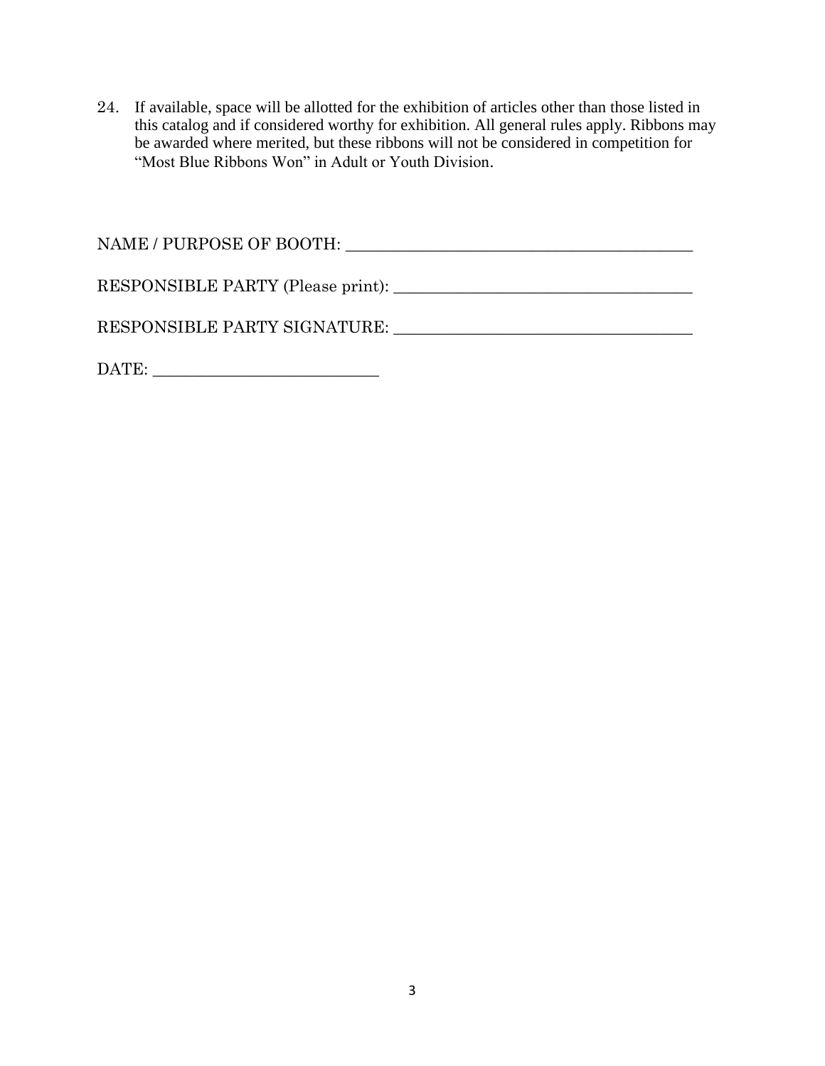24. If available, space will be allotted for the exhibition of articles other than those listed in this catalog and if considered worthy for exhibition. All general rules apply. Ribbons may be awarded where merited, but these ribbons will not be considered in competition for "Most Blue Ribbons Won" in Adult or Youth Division.

NAME / PURPOSE OF BOOTH: ___________________________________________

RESPONSIBLE PARTY (Please print): ____________________________________

RESPONSIBLE PARTY SIGNATURE: ____________________________________

DATE: ___________________________